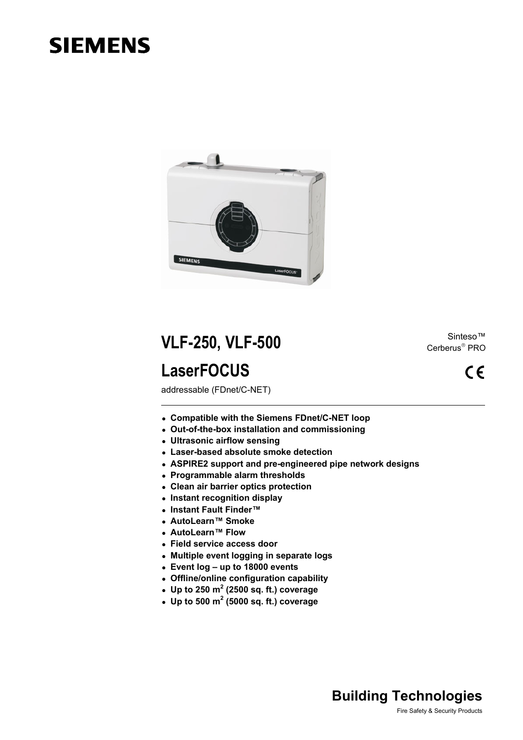SIEMENS

# VLF-250, VLF-500

# LaserFOCUS

addressable (FDnet/C-NET)

Sinteso™
Cerberus® PRO

CE

- **Compatible with the Siemens FDnet/C-NET loop**
- **Out-of-the-box installation and commissioning**
- **Ultrasonic airflow sensing**
- **Laser-based absolute smoke detection**
- **ASPIRE2 support and pre-engineered pipe network designs**
- **Programmable alarm thresholds**
- **Clean air barrier optics protection**
- **Instant recognition display**
- **Instant Fault Finder™**
- **AutoLearn™ Smoke**
- **AutoLearn™ Flow**
- **Field service access door**
- **Multiple event logging in separate logs**
- **Event log – up to 18000 events**
- **Offline/online configuration capability**
- **Up to 250 $m^2$ (2500 sq. ft.) coverage**
- **Up to 500 $m^2$ (5000 sq. ft.) coverage**

**Building Technologies**

Fire Safety & Security Products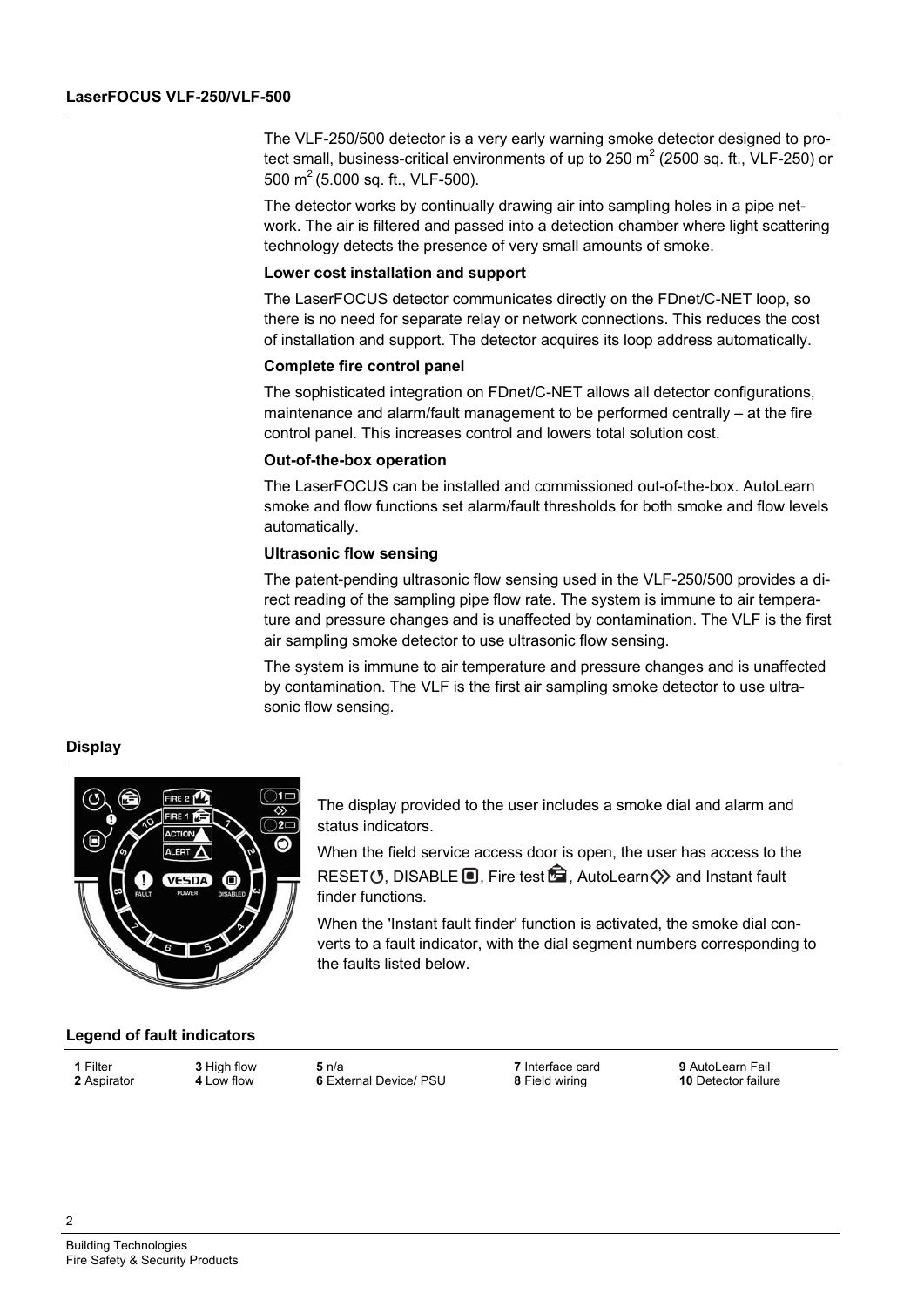The VLF-250/500 detector is a very early warning smoke detector designed to protect small, business-critical environments of up to 250 $m^2$ (2500 sq. ft., VLF-250) or 500 $m^2$ (5.000 sq. ft., VLF-500).

The detector works by continually drawing air into sampling holes in a pipe network. The air is filtered and passed into a detection chamber where light scattering technology detects the presence of very small amounts of smoke.

**Lower cost installation and support**

The LaserFOCUS detector communicates directly on the FDnet/C-NET loop, so there is no need for separate relay or network connections. This reduces the cost of installation and support. The detector acquires its loop address automatically.

**Complete fire control panel**

The sophisticated integration on FDnet/C-NET allows all detector configurations, maintenance and alarm/fault management to be performed centrally – at the fire control panel. This increases control and lowers total solution cost.

**Out-of-the-box operation**

The LaserFOCUS can be installed and commissioned out-of-the-box. AutoLearn smoke and flow functions set alarm/fault thresholds for both smoke and flow levels automatically.

**Ultrasonic flow sensing**

The patent-pending ultrasonic flow sensing used in the VLF-250/500 provides a direct reading of the sampling pipe flow rate. The system is immune to air temperature and pressure changes and is unaffected by contamination. The VLF is the first air sampling smoke detector to use ultrasonic flow sensing.

The system is immune to air temperature and pressure changes and is unaffected by contamination. The VLF is the first air sampling smoke detector to use ultrasonic flow sensing.

## Display

The display provided to the user includes a smoke dial and alarm and status indicators.

When the field service access door is open, the user has access to the RESET, DISABLE, Fire test, AutoLearn and Instant fault finder functions.

When the 'Instant fault finder' function is activated, the smoke dial converts to a fault indicator, with the dial segment numbers corresponding to the faults listed below.

## Legend of fault indicators

**1** Filter
**2** Aspirator
**3** High flow
**4** Low flow
**5** n/a
**6** External Device/ PSU
**7** Interface card
**8** Field wiring
**9** AutoLearn Fail
**10** Detector failure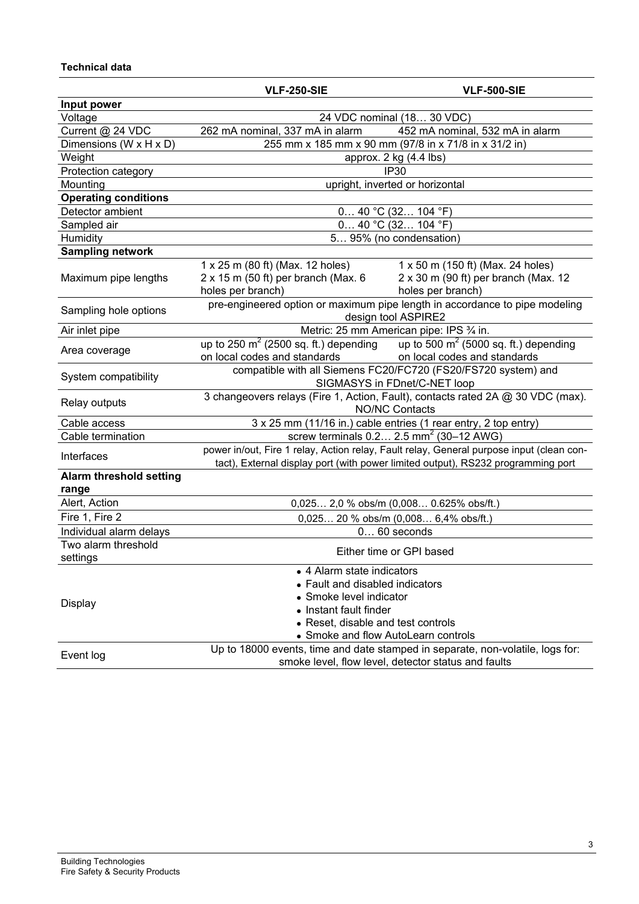**Technical data**

| | VLF-250-SIE | VLF-500-SIE |
|---|---|---|
| **Input power** | | |
| Voltage | 24 VDC nominal (18… 30 VDC) | |
| Current @ 24 VDC | 262 mA nominal, 337 mA in alarm | 452 mA nominal, 532 mA in alarm |
| Dimensions (W x H x D) | 255 mm x 185 mm x 90 mm (97/8 in x 71/8 in x 31/2 in) | |
| Weight | approx. 2 kg (4.4 lbs) | |
| Protection category | IP30 | |
| Mounting | upright, inverted or horizontal | |
| **Operating conditions** | | |
| Detector ambient | 0… 40 °C (32… 104 °F) | |
| Sampled air | 0… 40 °C (32… 104 °F) | |
| Humidity | 5… 95% (no condensation) | |
| **Sampling network** | | |
| Maximum pipe lengths | 1 x 25 m (80 ft) (Max. 12 holes) 2 x 15 m (50 ft) per branch (Max. 6 holes per branch) | 1 x 50 m (150 ft) (Max. 24 holes) 2 x 30 m (90 ft) per branch (Max. 12 holes per branch) |
| Sampling hole options | pre-engineered option or maximum pipe length in accordance to pipe modeling design tool ASPIRE2 | |
| Air inlet pipe | Metric: 25 mm American pipe: IPS ¾ in. | |
| Area coverage | up to 250 $m^2$ (2500 sq. ft.) depending on local codes and standards | up to 500 $m^2$ (5000 sq. ft.) depending on local codes and standards |
| System compatibility | compatible with all Siemens FC20/FC720 (FS20/FS720 system) and SIGMASYS in FDnet/C-NET loop | |
| Relay outputs | 3 changeovers relays (Fire 1, Action, Fault), contacts rated 2A @ 30 VDC (max). NO/NC Contacts | |
| Cable access | 3 x 25 mm (11/16 in.) cable entries (1 rear entry, 2 top entry) | |
| Cable termination | screw terminals 0.2… 2.5 $mm^2$ (30–12 AWG) | |
| Interfaces | power in/out, Fire 1 relay, Action relay, Fault relay, General purpose input (clean contact), External display port (with power limited output), RS232 programming port | |
| **Alarm threshold setting range** | | |
| Alert, Action | 0,025… 2,0 % obs/m (0,008… 0.625% obs/ft.) | |
| Fire 1, Fire 2 | 0,025… 20 % obs/m (0,008… 6,4% obs/ft.) | |
| Individual alarm delays | 0… 60 seconds | |
| Two alarm threshold settings | Either time or GPI based | |
| Display | • 4 Alarm state indicators<br>• Fault and disabled indicators<br>• Smoke level indicator<br>• Instant fault finder<br>• Reset, disable and test controls<br>• Smoke and flow AutoLearn controls | |
| Event log | Up to 18000 events, time and date stamped in separate, non-volatile, logs for: smoke level, flow level, detector status and faults | |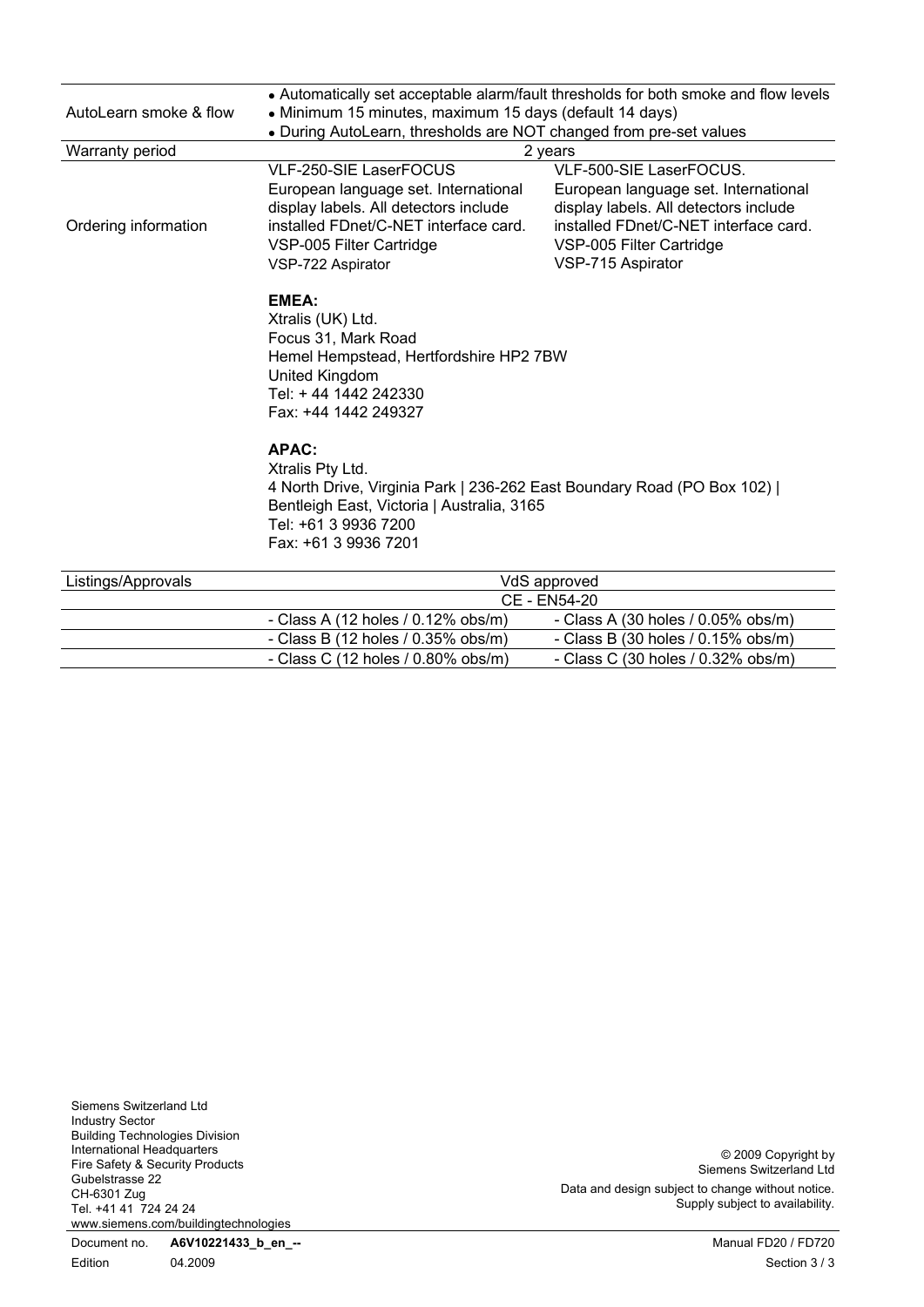| | | |
|---|---|---|
| AutoLearn smoke & flow | • Automatically set acceptable alarm/fault thresholds for both smoke and flow levels<br>• Minimum 15 minutes, maximum 15 days (default 14 days)<br>• During AutoLearn, thresholds are NOT changed from pre-set values | |
| Warranty period | 2 years | |
| Ordering information | VLF-250-SIE LaserFOCUS<br>European language set. International display labels. All detectors include installed FDnet/C-NET interface card.<br>VSP-005 Filter Cartridge<br>VSP-722 Aspirator | VLF-500-SIE LaserFOCUS.<br>European language set. International display labels. All detectors include installed FDnet/C-NET interface card.<br>VSP-005 Filter Cartridge<br>VSP-715 Aspirator |
| | **EMEA:**<br>Xtralis (UK) Ltd.<br>Focus 31, Mark Road<br>Hemel Hempstead, Hertfordshire HP2 7BW<br>United Kingdom<br>Tel: + 44 1442 242330<br>Fax: +44 1442 249327 | |
| | **APAC:**<br>Xtralis Pty Ltd.<br>4 North Drive, Virginia Park \| 236-262 East Boundary Road (PO Box 102) \|<br>Bentleigh East, Victoria \| Australia, 3165<br>Tel: +61 3 9936 7200<br>Fax: +61 3 9936 7201 | |
| Listings/Approvals | VdS approved | |
| | CE - EN54-20 | |
| | - Class A (12 holes / 0.12% obs/m) | - Class A (30 holes / 0.05% obs/m) |
| | - Class B (12 holes / 0.35% obs/m) | - Class B (30 holes / 0.15% obs/m) |
| | - Class C (12 holes / 0.80% obs/m) | - Class C (30 holes / 0.32% obs/m) |

Siemens Switzerland Ltd
Industry Sector
Building Technologies Division
International Headquarters
Fire Safety & Security Products
Gubelstrasse 22
CH-6301 Zug
Tel. +41 41 724 24 24
www.siemens.com/buildingtechnologies

© 2009 Copyright by
Siemens Switzerland Ltd

Data and design subject to change without notice.
Supply subject to availability.

Document no. **A6V10221433_b_en_--**
Edition 04.2009

Manual FD20 / FD720